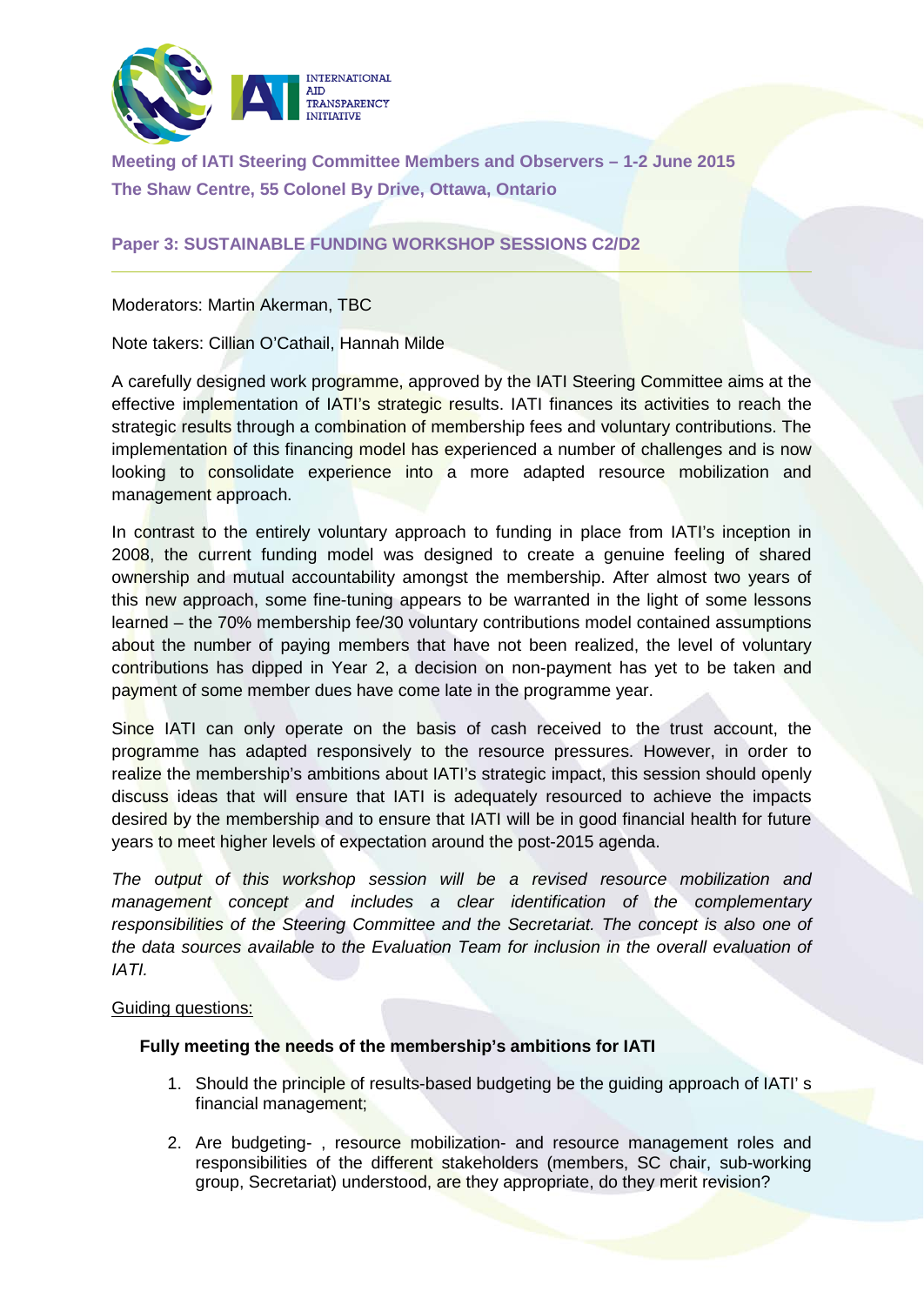Meeting of IATI Steering Committee Members and Observers – 1-2 June 2015
The Shaw Centre, 55 Colonel By Drive, Ottawa, Ontario

## Paper 3: SUSTAINABLE FUNDING WORKSHOP SESSIONS C2/D2

Moderators: Martin Akerman, TBC

Note takers: Cillian O'Cathail, Hannah Milde

A carefully designed work programme, approved by the IATI Steering Committee aims at the effective implementation of IATI's strategic results. IATI finances its activities to reach the strategic results through a combination of membership fees and voluntary contributions. The implementation of this financing model has experienced a number of challenges and is now looking to consolidate experience into a more adapted resource mobilization and management approach.

In contrast to the entirely voluntary approach to funding in place from IATI's inception in 2008, the current funding model was designed to create a genuine feeling of shared ownership and mutual accountability amongst the membership. After almost two years of this new approach, some fine-tuning appears to be warranted in the light of some lessons learned – the 70% membership fee/30 voluntary contributions model contained assumptions about the number of paying members that have not been realized, the level of voluntary contributions has dipped in Year 2, a decision on non-payment has yet to be taken and payment of some member dues have come late in the programme year.

Since IATI can only operate on the basis of cash received to the trust account, the programme has adapted responsively to the resource pressures. However, in order to realize the membership's ambitions about IATI's strategic impact, this session should openly discuss ideas that will ensure that IATI is adequately resourced to achieve the impacts desired by the membership and to ensure that IATI will be in good financial health for future years to meet higher levels of expectation around the post-2015 agenda.

*The output of this workshop session will be a revised resource mobilization and management concept and includes a clear identification of the complementary responsibilities of the Steering Committee and the Secretariat. The concept is also one of the data sources available to the Evaluation Team for inclusion in the overall evaluation of IATI.*

Guiding questions:

**Fully meeting the needs of the membership's ambitions for IATI**

1. Should the principle of results-based budgeting be the guiding approach of IATI' s financial management;

2. Are budgeting- , resource mobilization- and resource management roles and responsibilities of the different stakeholders (members, SC chair, sub-working group, Secretariat) understood, are they appropriate, do they merit revision?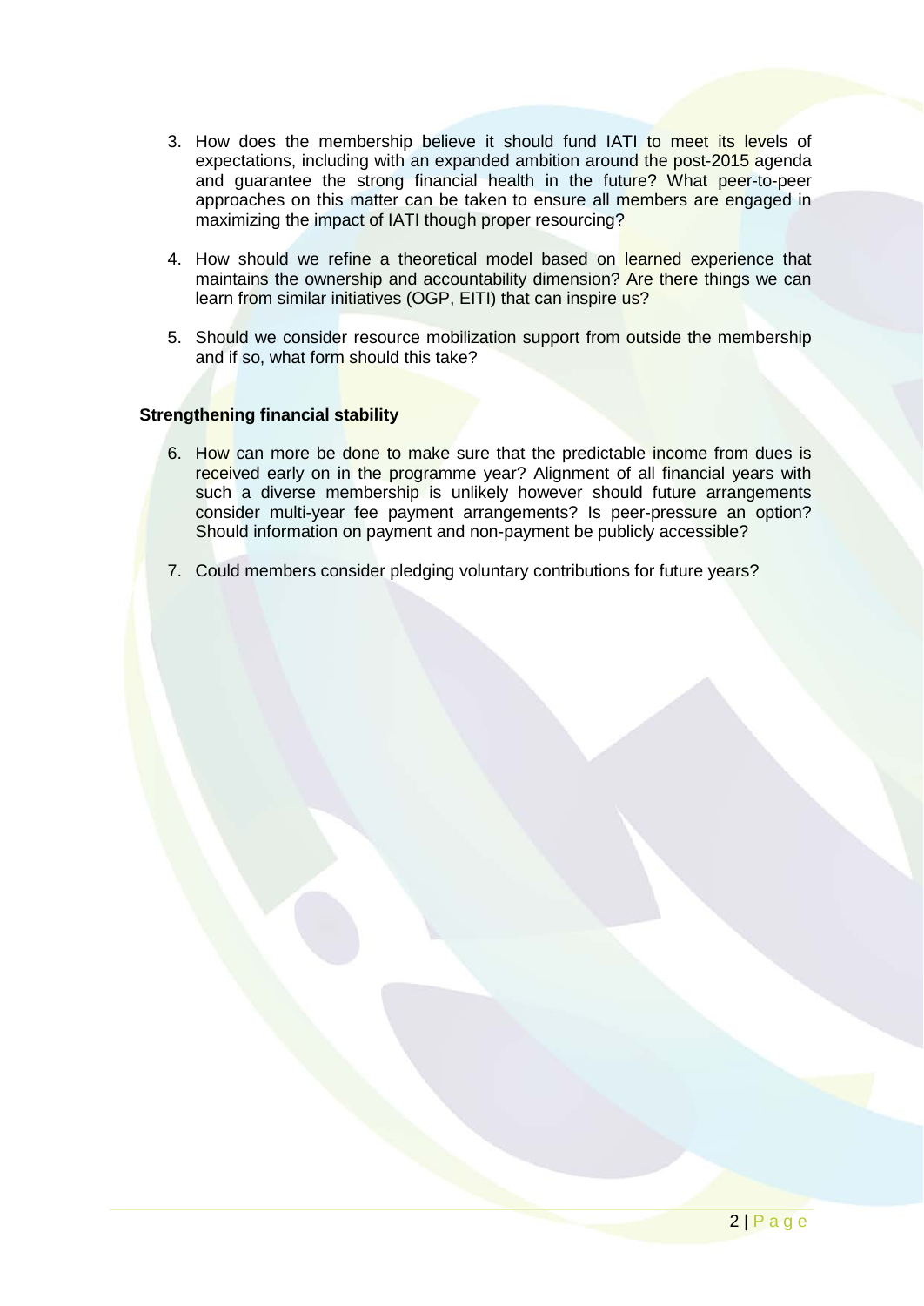3. How does the membership believe it should fund IATI to meet its levels of expectations, including with an expanded ambition around the post-2015 agenda and guarantee the strong financial health in the future? What peer-to-peer approaches on this matter can be taken to ensure all members are engaged in maximizing the impact of IATI though proper resourcing?

4. How should we refine a theoretical model based on learned experience that maintains the ownership and accountability dimension? Are there things we can learn from similar initiatives (OGP, EITI) that can inspire us?

5. Should we consider resource mobilization support from outside the membership and if so, what form should this take?

**Strengthening financial stability**

6. How can more be done to make sure that the predictable income from dues is received early on in the programme year? Alignment of all financial years with such a diverse membership is unlikely however should future arrangements consider multi-year fee payment arrangements? Is peer-pressure an option? Should information on payment and non-payment be publicly accessible?

7. Could members consider pledging voluntary contributions for future years?